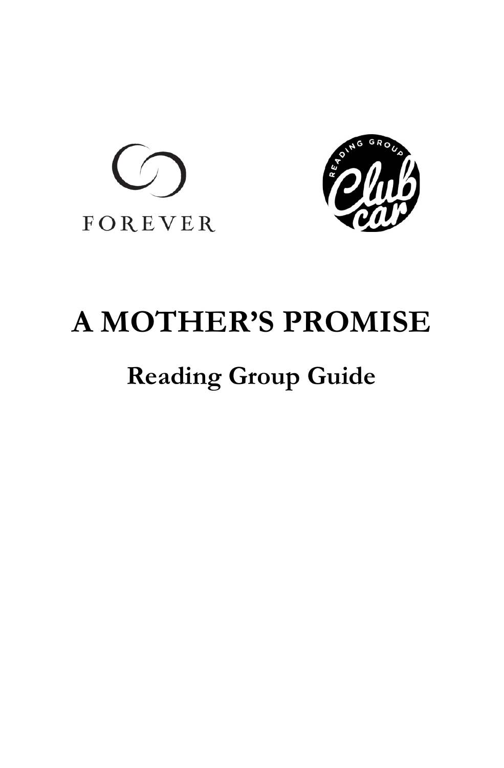FOREVER

READING GROUP Club car

# A MOTHER'S PROMISE

## Reading Group Guide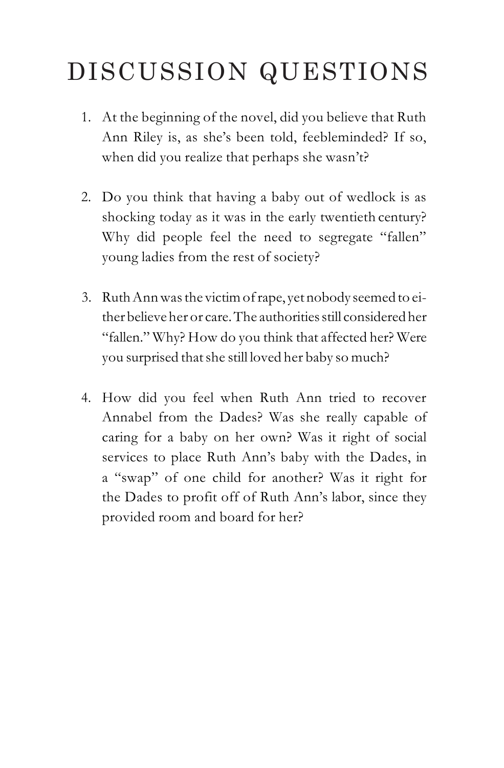# DISCUSSION QUESTIONS

1. At the beginning of the novel, did you believe that Ruth Ann Riley is, as she's been told, feebleminded? If so, when did you realize that perhaps she wasn't?

2. Do you think that having a baby out of wedlock is as shocking today as it was in the early twentieth century? Why did people feel the need to segregate "fallen" young ladies from the rest of society?

3. Ruth Ann was the victim of rape, yet nobody seemed to either believe her or care. The authorities still considered her "fallen." Why? How do you think that affected her? Were you surprised that she still loved her baby so much?

4. How did you feel when Ruth Ann tried to recover Annabel from the Dades? Was she really capable of caring for a baby on her own? Was it right of social services to place Ruth Ann's baby with the Dades, in a "swap" of one child for another? Was it right for the Dades to profit off of Ruth Ann's labor, since they provided room and board for her?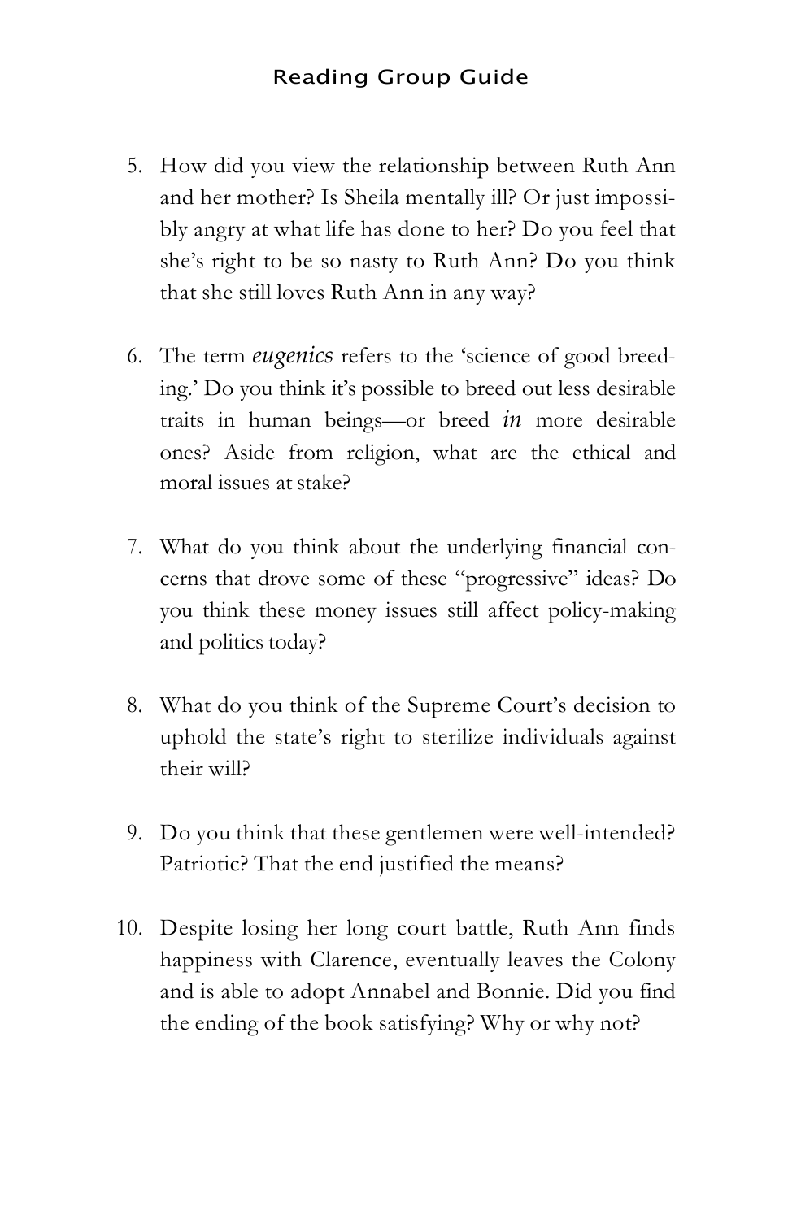5. How did you view the relationship between Ruth Ann and her mother? Is Sheila mentally ill? Or just impossibly angry at what life has done to her? Do you feel that she's right to be so nasty to Ruth Ann? Do you think that she still loves Ruth Ann in any way?

6. The term *eugenics* refers to the 'science of good breeding.' Do you think it's possible to breed out less desirable traits in human beings—or breed *in* more desirable ones? Aside from religion, what are the ethical and moral issues at stake?

7. What do you think about the underlying financial concerns that drove some of these "progressive" ideas? Do you think these money issues still affect policy-making and politics today?

8. What do you think of the Supreme Court's decision to uphold the state's right to sterilize individuals against their will?

9. Do you think that these gentlemen were well-intended? Patriotic? That the end justified the means?

10. Despite losing her long court battle, Ruth Ann finds happiness with Clarence, eventually leaves the Colony and is able to adopt Annabel and Bonnie. Did you find the ending of the book satisfying? Why or why not?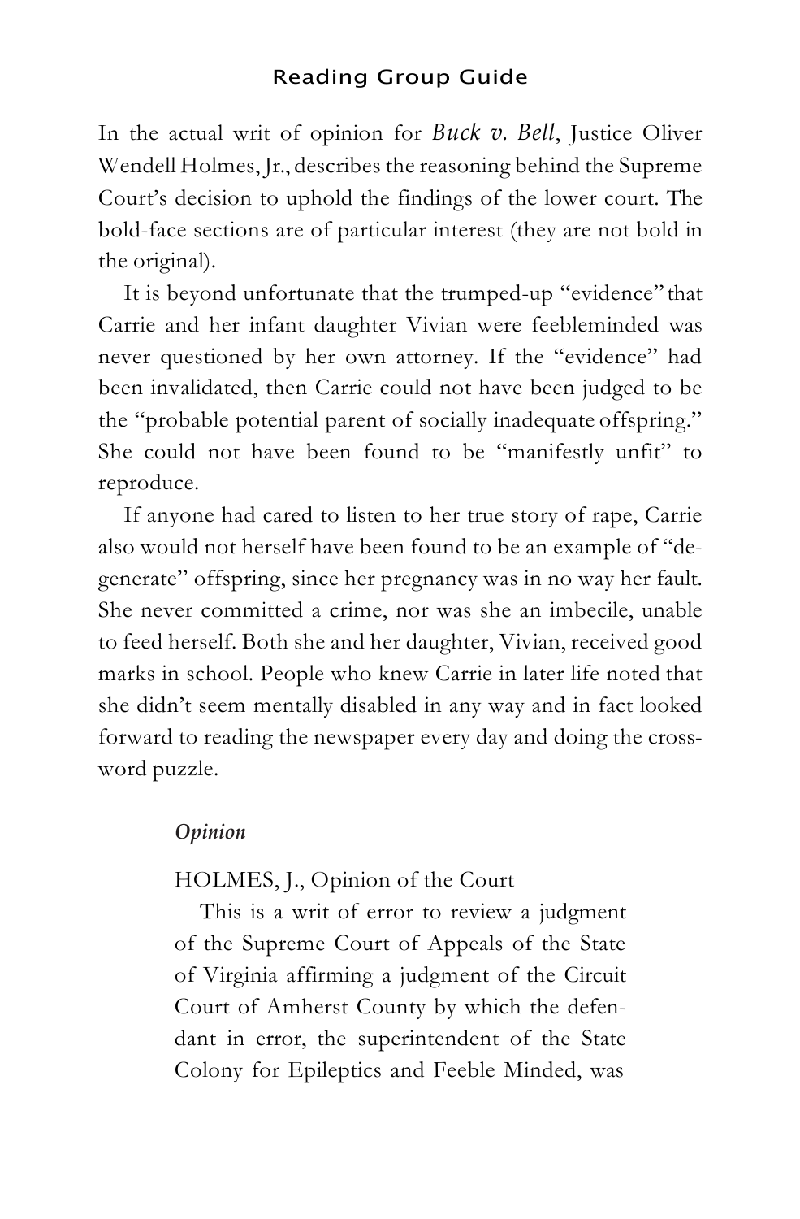In the actual writ of opinion for *Buck v. Bell*, Justice Oliver Wendell Holmes, Jr., describes the reasoning behind the Supreme Court's decision to uphold the findings of the lower court. The bold-face sections are of particular interest (they are not bold in the original).

It is beyond unfortunate that the trumped-up "evidence" that Carrie and her infant daughter Vivian were feebleminded was never questioned by her own attorney. If the "evidence" had been invalidated, then Carrie could not have been judged to be the "probable potential parent of socially inadequate offspring." She could not have been found to be "manifestly unfit" to reproduce.

If anyone had cared to listen to her true story of rape, Carrie also would not herself have been found to be an example of "degenerate" offspring, since her pregnancy was in no way her fault. She never committed a crime, nor was she an imbecile, unable to feed herself. Both she and her daughter, Vivian, received good marks in school. People who knew Carrie in later life noted that she didn't seem mentally disabled in any way and in fact looked forward to reading the newspaper every day and doing the crossword puzzle.

> ***Opinion***
>
> HOLMES, J., Opinion of the Court
>
> This is a writ of error to review a judgment of the Supreme Court of Appeals of the State of Virginia affirming a judgment of the Circuit Court of Amherst County by which the defendant in error, the superintendent of the State Colony for Epileptics and Feeble Minded, was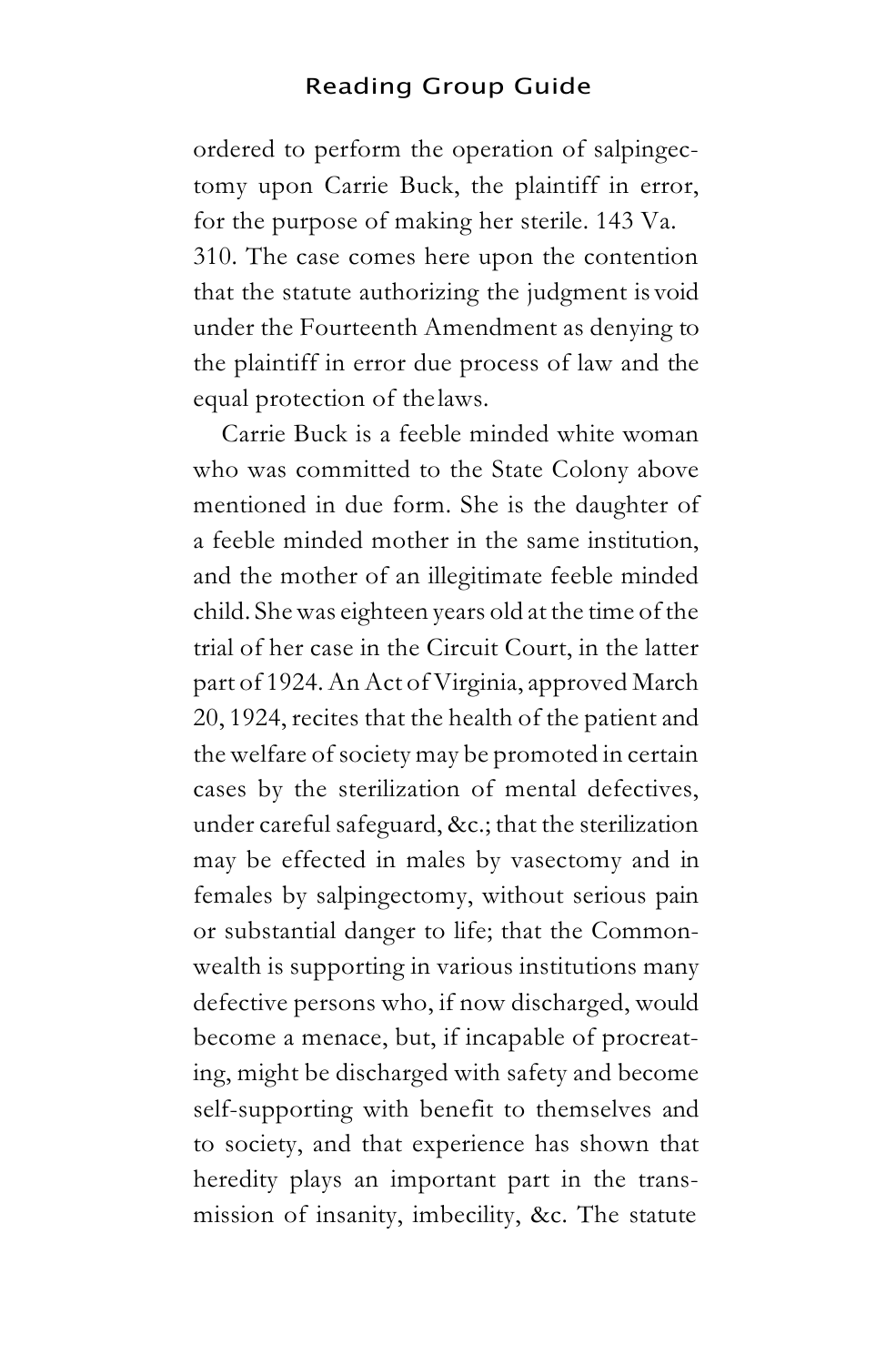ordered to perform the operation of salpingectomy upon Carrie Buck, the plaintiff in error, for the purpose of making her sterile. 143 Va. 310. The case comes here upon the contention that the statute authorizing the judgment is void under the Fourteenth Amendment as denying to the plaintiff in error due process of law and the equal protection of the laws.

Carrie Buck is a feeble minded white woman who was committed to the State Colony above mentioned in due form. She is the daughter of a feeble minded mother in the same institution, and the mother of an illegitimate feeble minded child. She was eighteen years old at the time of the trial of her case in the Circuit Court, in the latter part of 1924. An Act of Virginia, approved March 20, 1924, recites that the health of the patient and the welfare of society may be promoted in certain cases by the sterilization of mental defectives, under careful safeguard, &c.; that the sterilization may be effected in males by vasectomy and in females by salpingectomy, without serious pain or substantial danger to life; that the Commonwealth is supporting in various institutions many defective persons who, if now discharged, would become a menace, but, if incapable of procreating, might be discharged with safety and become self-supporting with benefit to themselves and to society, and that experience has shown that heredity plays an important part in the transmission of insanity, imbecility, &c. The statute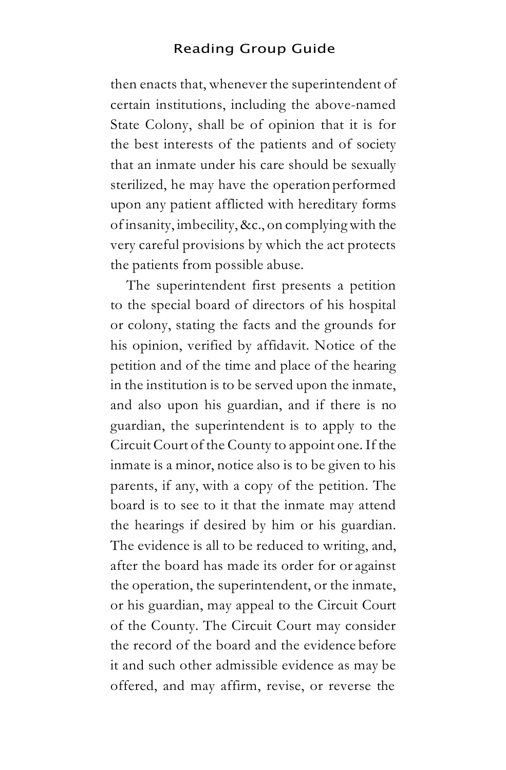then enacts that, whenever the superintendent of certain institutions, including the above-named State Colony, shall be of opinion that it is for the best interests of the patients and of society that an inmate under his care should be sexually sterilized, he may have the operation performed upon any patient afflicted with hereditary forms of insanity, imbecility, &c., on complying with the very careful provisions by which the act protects the patients from possible abuse.

The superintendent first presents a petition to the special board of directors of his hospital or colony, stating the facts and the grounds for his opinion, verified by affidavit. Notice of the petition and of the time and place of the hearing in the institution is to be served upon the inmate, and also upon his guardian, and if there is no guardian, the superintendent is to apply to the Circuit Court of the County to appoint one. If the inmate is a minor, notice also is to be given to his parents, if any, with a copy of the petition. The board is to see to it that the inmate may attend the hearings if desired by him or his guardian. The evidence is all to be reduced to writing, and, after the board has made its order for or against the operation, the superintendent, or the inmate, or his guardian, may appeal to the Circuit Court of the County. The Circuit Court may consider the record of the board and the evidence before it and such other admissible evidence as may be offered, and may affirm, revise, or reverse the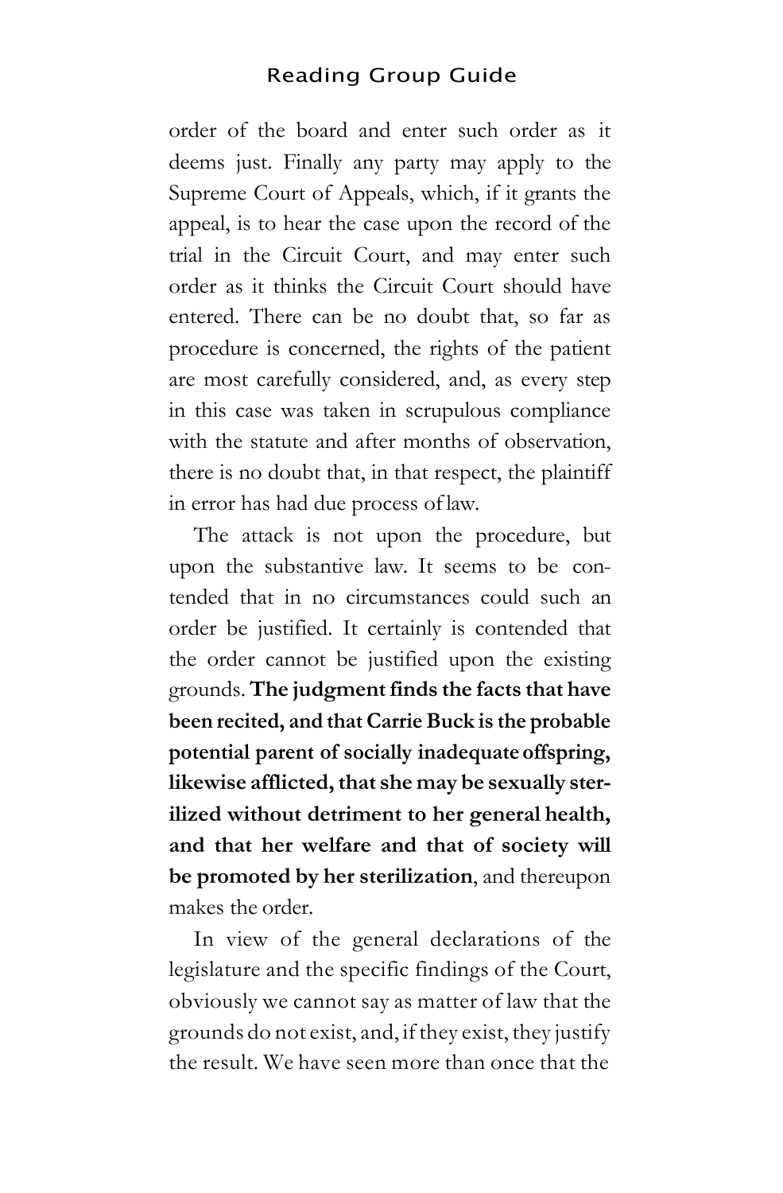order of the board and enter such order as it deems just. Finally any party may apply to the Supreme Court of Appeals, which, if it grants the appeal, is to hear the case upon the record of the trial in the Circuit Court, and may enter such order as it thinks the Circuit Court should have entered. There can be no doubt that, so far as procedure is concerned, the rights of the patient are most carefully considered, and, as every step in this case was taken in scrupulous compliance with the statute and after months of observation, there is no doubt that, in that respect, the plaintiff in error has had due process of law.

The attack is not upon the procedure, but upon the substantive law. It seems to be contended that in no circumstances could such an order be justified. It certainly is contended that the order cannot be justified upon the existing grounds. **The judgment finds the facts that have been recited, and that Carrie Buck is the probable potential parent of socially inadequate offspring, likewise afflicted, that she may be sexually sterilized without detriment to her general health, and that her welfare and that of society will be promoted by her sterilization**, and thereupon makes the order.

In view of the general declarations of the legislature and the specific findings of the Court, obviously we cannot say as matter of law that the grounds do not exist, and, if they exist, they justify the result. We have seen more than once that the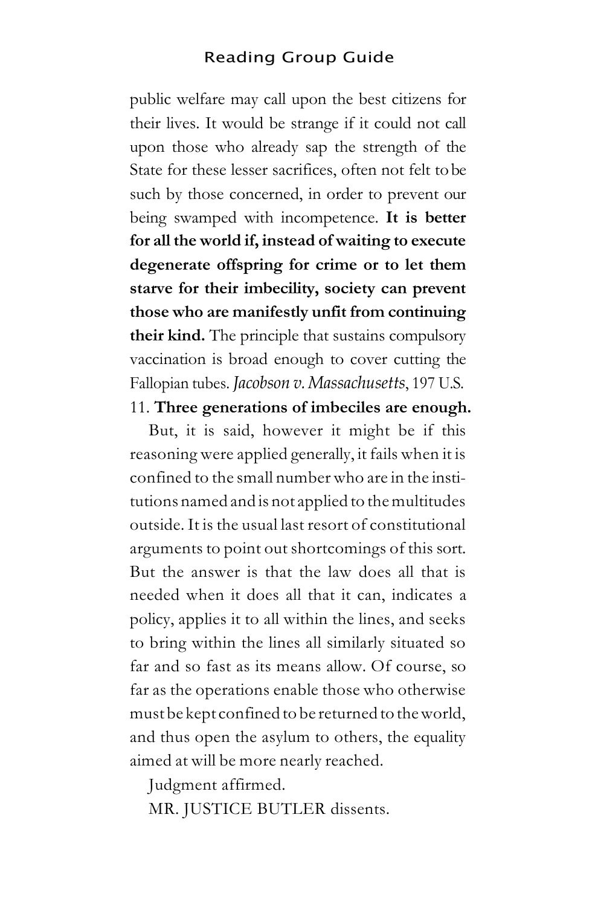public welfare may call upon the best citizens for their lives. It would be strange if it could not call upon those who already sap the strength of the State for these lesser sacrifices, often not felt to be such by those concerned, in order to prevent our being swamped with incompetence. **It is better for all the world if, instead of waiting to execute degenerate offspring for crime or to let them starve for their imbecility, society can prevent those who are manifestly unfit from continuing their kind.** The principle that sustains compulsory vaccination is broad enough to cover cutting the Fallopian tubes. *Jacobson v. Massachusetts*, 197 U.S. 11. **Three generations of imbeciles are enough.**

But, it is said, however it might be if this reasoning were applied generally, it fails when it is confined to the small number who are in the institutions named and is not applied to the multitudes outside. It is the usual last resort of constitutional arguments to point out shortcomings of this sort. But the answer is that the law does all that is needed when it does all that it can, indicates a policy, applies it to all within the lines, and seeks to bring within the lines all similarly situated so far and so fast as its means allow. Of course, so far as the operations enable those who otherwise must be kept confined to be returned to the world, and thus open the asylum to others, the equality aimed at will be more nearly reached.

Judgment affirmed.

MR. JUSTICE BUTLER dissents.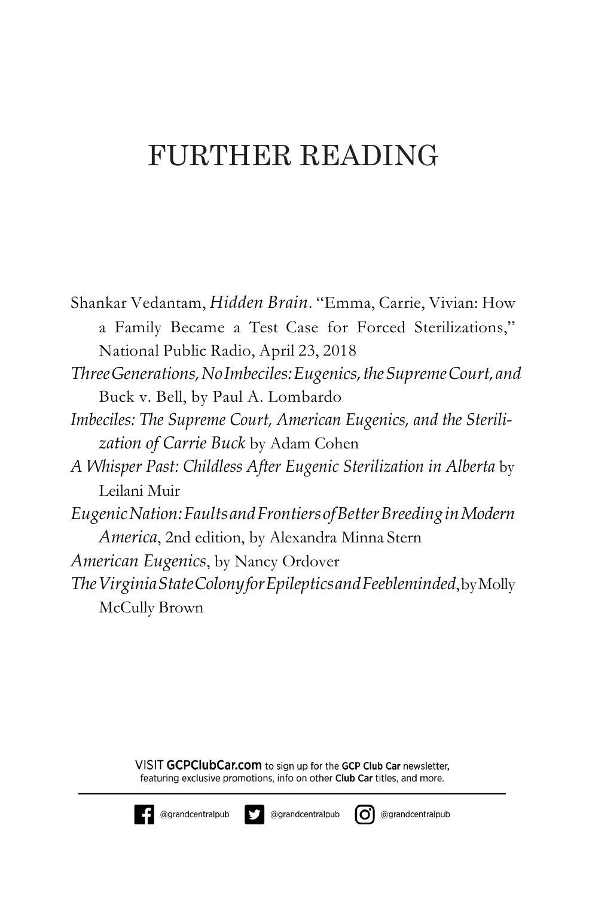# FURTHER READING

Shankar Vedantam, *Hidden Brain*. "Emma, Carrie, Vivian: How a Family Became a Test Case for Forced Sterilizations," National Public Radio, April 23, 2018

*Three Generations, No Imbeciles: Eugenics, the Supreme Court, and* Buck v. Bell, by Paul A. Lombardo

*Imbeciles: The Supreme Court, American Eugenics, and the Sterilization of Carrie Buck* by Adam Cohen

*A Whisper Past: Childless After Eugenic Sterilization in Alberta* by Leilani Muir

*Eugenic Nation: Faults and Frontiers of Better Breeding in Modern America*, 2nd edition, by Alexandra Minna Stern

*American Eugenics*, by Nancy Ordover

*The Virginia State Colony for Epileptics and Feebleminded*, by Molly McCully Brown

VISIT **GCPClubCar.com** to sign up for the **GCP Club Car** newsletter, featuring exclusive promotions, info on other **Club Car** titles, and more.

@grandcentralpub @grandcentralpub @grandcentralpub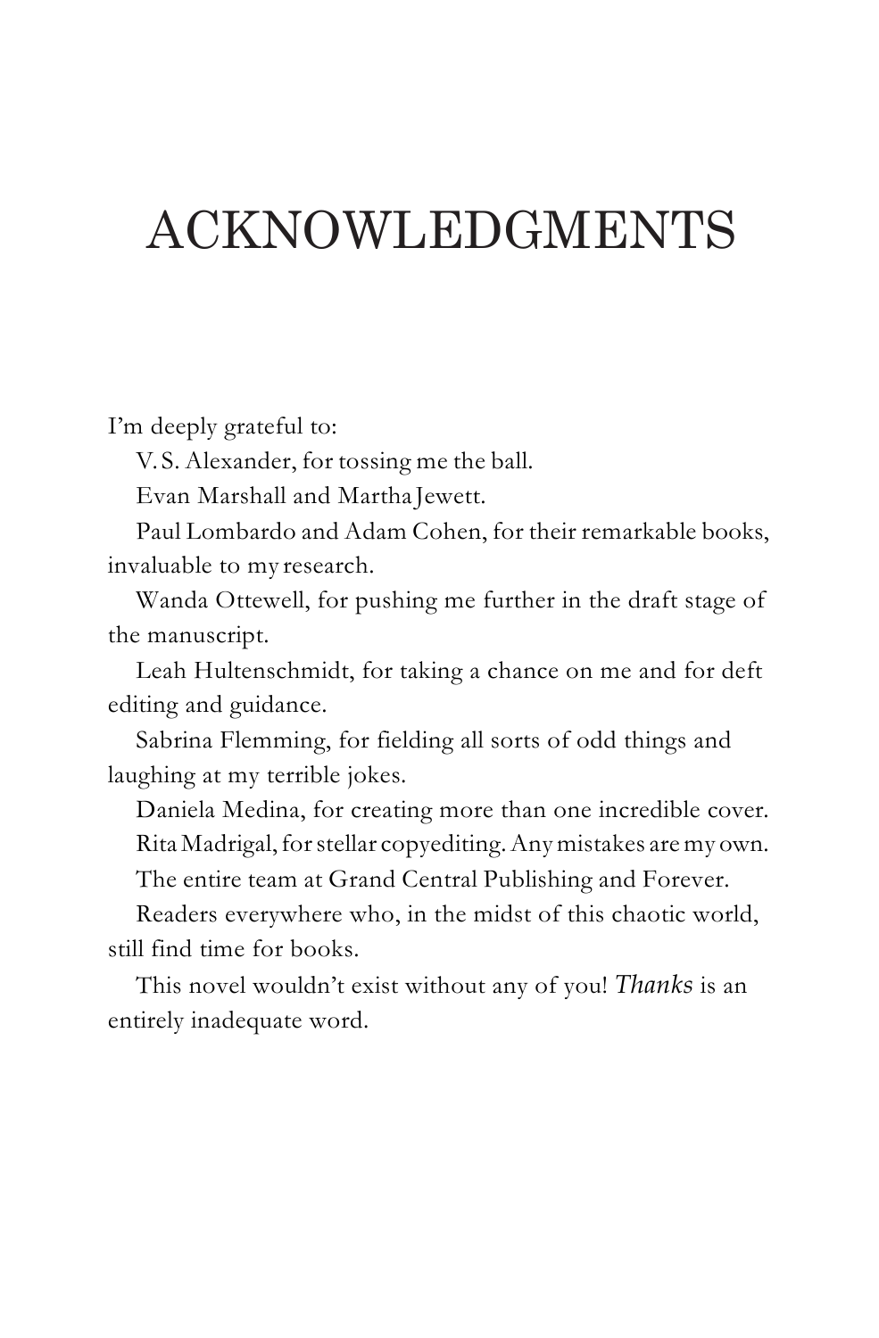# ACKNOWLEDGMENTS

I'm deeply grateful to:

V. S. Alexander, for tossing me the ball.

Evan Marshall and Martha Jewett.

Paul Lombardo and Adam Cohen, for their remarkable books, invaluable to my research.

Wanda Ottewell, for pushing me further in the draft stage of the manuscript.

Leah Hultenschmidt, for taking a chance on me and for deft editing and guidance.

Sabrina Flemming, for fielding all sorts of odd things and laughing at my terrible jokes.

Daniela Medina, for creating more than one incredible cover.

Rita Madrigal, for stellar copyediting. Any mistakes are my own.

The entire team at Grand Central Publishing and Forever.

Readers everywhere who, in the midst of this chaotic world, still find time for books.

This novel wouldn't exist without any of you! *Thanks* is an entirely inadequate word.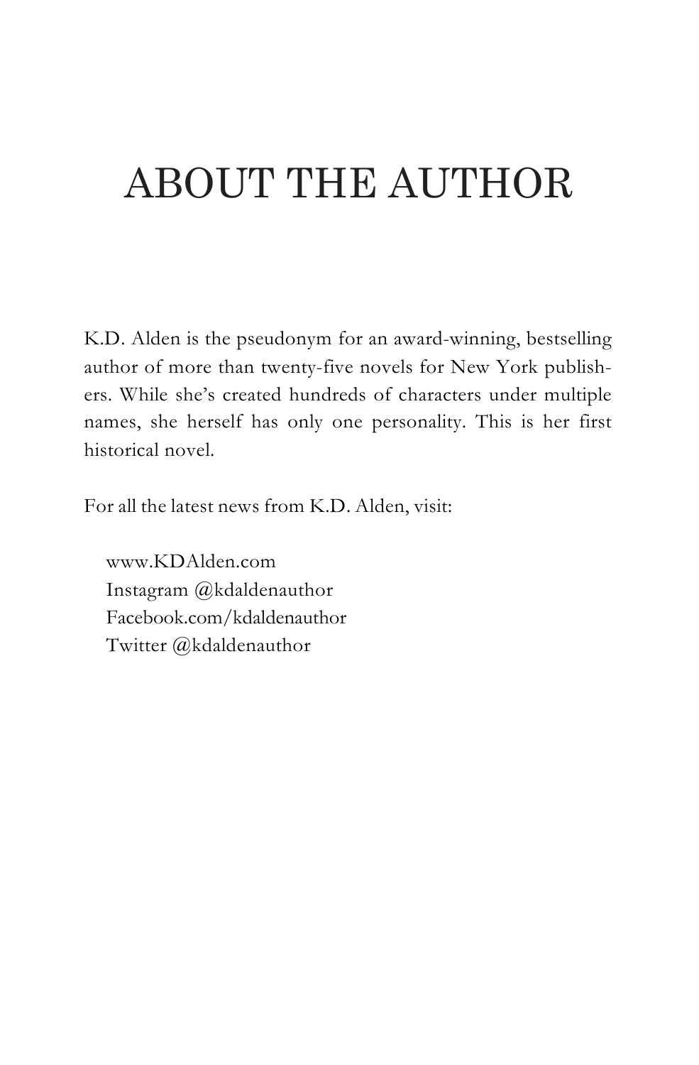# ABOUT THE AUTHOR

K.D. Alden is the pseudonym for an award-winning, bestselling author of more than twenty-five novels for New York publishers. While she's created hundreds of characters under multiple names, she herself has only one personality. This is her first historical novel.

For all the latest news from K.D. Alden, visit:

www.KDAlden.com
Instagram @kdaldenauthor
Facebook.com/kdaldenauthor
Twitter @kdaldenauthor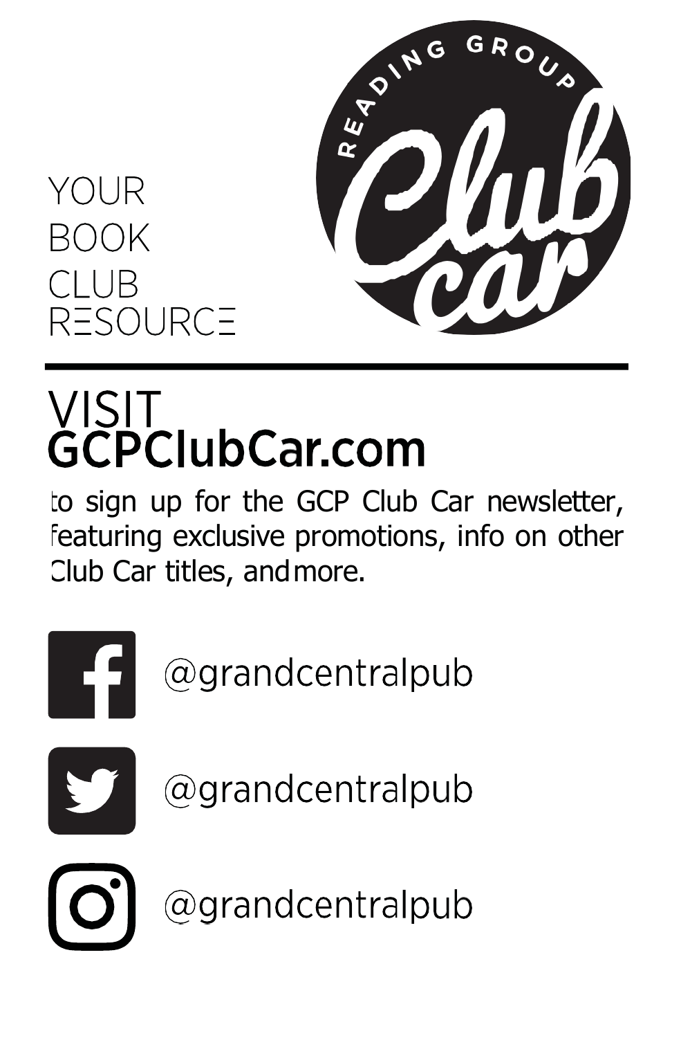YOUR
BOOK
CLUB
RESOURCE

READING GROUP
Club Car

VISIT
**GCPClubCar.com**

to sign up for the GCP Club Car newsletter, featuring exclusive promotions, info on other Club Car titles, and more.

@grandcentralpub

@grandcentralpub

@grandcentralpub